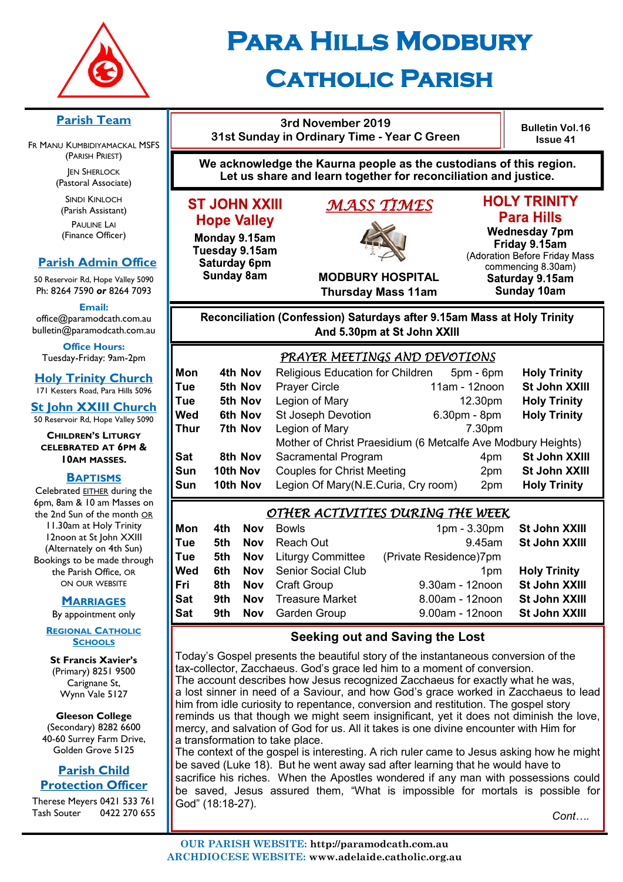# Para Hills Modbury Catholic Parish

3rd November 2019
31st Sunday in Ordinary Time - Year C Green

Bulletin Vol.16 Issue 41

**We acknowledge the Kaurna people as the custodians of this region. Let us share and learn together for reconciliation and justice.**

## *MASS TIMES*

**ST JOHN XXIII Hope Valley**
Monday 9.15am
Tuesday 9.15am
Saturday 6pm
Sunday 8am

**MODBURY HOSPITAL**
Thursday Mass 11am

**HOLY TRINITY Para Hills**
Wednesday 7pm
Friday 9.15am
(Adoration Before Friday Mass commencing 8.30am)
Saturday 9.15am
Sunday 10am

**Reconciliation (Confession) Saturdays after 9.15am Mass at Holy Trinity And 5.30pm at St John XXIII**

## *PRAYER MEETINGS AND DEVOTIONS*

| | | | | |
|---|---|---|---|---|
| Mon | 4th Nov | Religious Education for Children | 5pm - 6pm | Holy Trinity |
| Tue | 5th Nov | Prayer Circle | 11am - 12noon | St John XXIII |
| Tue | 5th Nov | Legion of Mary | 12.30pm | Holy Trinity |
| Wed | 6th Nov | St Joseph Devotion | 6.30pm - 8pm | Holy Trinity |
| Thur | 7th Nov | Legion of Mary | 7.30pm | |
| | | Mother of Christ Praesidium (6 Metcalfe Ave Modbury Heights) | | |
| Sat | 8th Nov | Sacramental Program | 4pm | St John XXIII |
| Sun | 10th Nov | Couples for Christ Meeting | 2pm | St John XXIII |
| Sun | 10th Nov | Legion Of Mary(N.E.Curia, Cry room) | 2pm | Holy Trinity |

## *OTHER ACTIVITIES DURING THE WEEK*

| | | | | |
|---|---|---|---|---|
| Mon | 4th Nov | Bowls | 1pm - 3.30pm | St John XXIII |
| Tue | 5th Nov | Reach Out | 9.45am | St John XXIII |
| Tue | 5th Nov | Liturgy Committee | (Private Residence)7pm | |
| Wed | 6th Nov | Senior Social Club | 1pm | Holy Trinity |
| Fri | 8th Nov | Craft Group | 9.30am - 12noon | St John XXIII |
| Sat | 9th Nov | Treasure Market | 8.00am - 12noon | St John XXIII |
| Sat | 9th Nov | Garden Group | 9.00am - 12noon | St John XXIII |

## Seeking out and Saving the Lost

Today's Gospel presents the beautiful story of the instantaneous conversion of the tax-collector, Zacchaeus. God's grace led him to a moment of conversion.
The account describes how Jesus recognized Zacchaeus for exactly what he was, a lost sinner in need of a Saviour, and how God's grace worked in Zacchaeus to lead him from idle curiosity to repentance, conversion and restitution. The gospel story reminds us that though we might seem insignificant, yet it does not diminish the love, mercy, and salvation of God for us. All it takes is one divine encounter with Him for a transformation to take place.
The context of the gospel is interesting. A rich ruler came to Jesus asking how he might be saved (Luke 18). But he went away sad after learning that he would have to sacrifice his riches. When the Apostles wondered if any man with possessions could be saved, Jesus assured them, "What is impossible for mortals is possible for God" (18:18-27).

*Cont….*

## Parish Team

Fr Manu Kumbidiyamackal MSFS (Parish Priest)
Jen Sherlock (Pastoral Associate)
Sindi Kinloch (Parish Assistant)
Pauline Lai (Finance Officer)

## Parish Admin Office

50 Reservoir Rd, Hope Valley 5090
Ph: 8264 7590 **or** 8264 7093

**Email:**
office@paramodcath.com.au
bulletin@paramodcath.com.au

**Office Hours:**
Tuesday-Friday: 9am-2pm

## Holy Trinity Church

171 Kesters Road, Para Hills 5096

## St John XXIII Church

50 Reservoir Rd, Hope Valley 5090

**Children's Liturgy celebrated at 6pm & 10am Masses.**

## Baptisms

Celebrated EITHER during the 6pm, 8am & 10 am Masses on the 2nd Sun of the month OR 11.30am at Holy Trinity 12noon at St John XXIII (Alternately on 4th Sun)
Bookings to be made through the Parish Office, OR on our website

## Marriages

By appointment only

## Regional Catholic Schools

**St Francis Xavier's**
(Primary) 8251 9500
Carignane St,
Wynn Vale 5127

**Gleeson College**
(Secondary) 8282 6600
40-60 Surrey Farm Drive,
Golden Grove 5125

## Parish Child Protection Officer

Therese Meyers 0421 533 761
Tash Souter 0422 270 655

**OUR PARISH WEBSITE:** http://paramodcath.com.au
**ARCHDIOCESE WEBSITE:** www.adelaide.catholic.org.au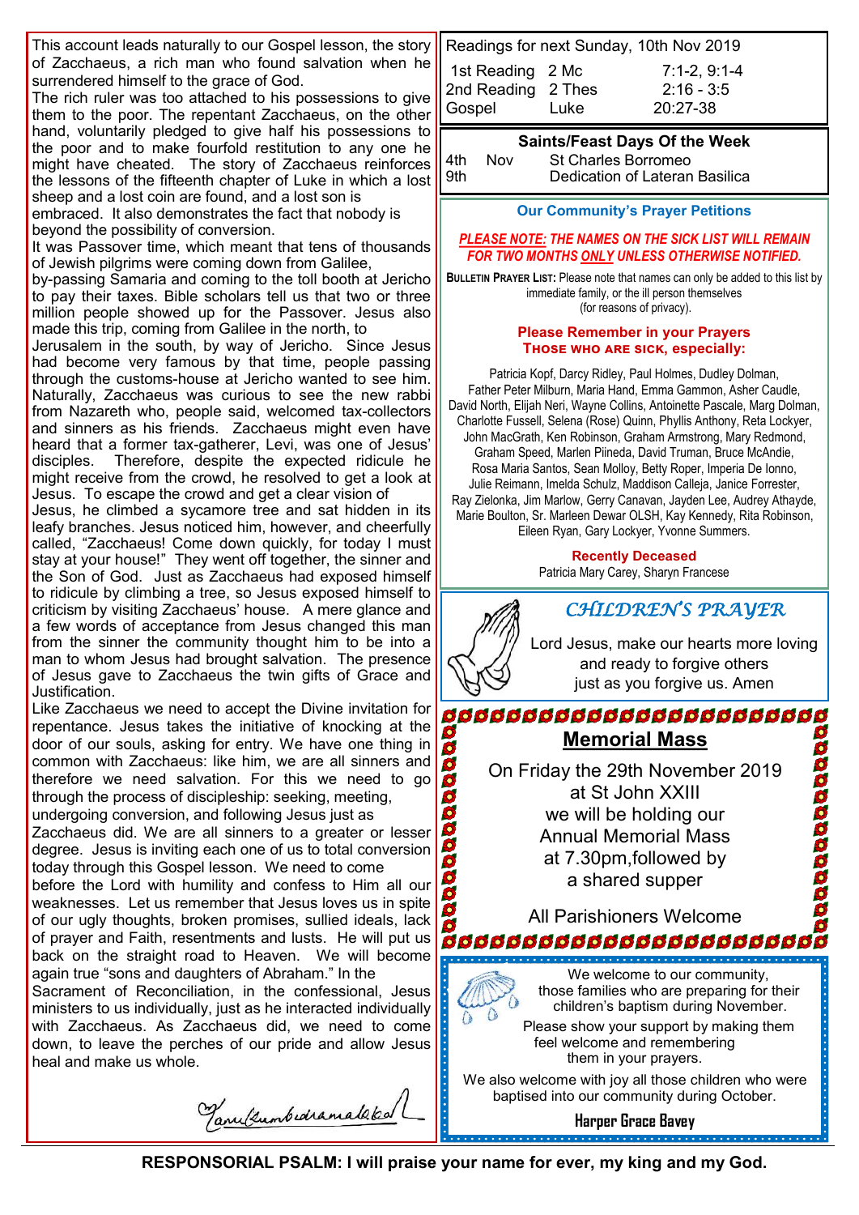This account leads naturally to our Gospel lesson, the story of Zacchaeus, a rich man who found salvation when he surrendered himself to the grace of God.

The rich ruler was too attached to his possessions to give them to the poor. The repentant Zacchaeus, on the other hand, voluntarily pledged to give half his possessions to the poor and to make fourfold restitution to any one he might have cheated. The story of Zacchaeus reinforces the lessons of the fifteenth chapter of Luke in which a lost sheep and a lost coin are found, and a lost son is embraced. It also demonstrates the fact that nobody is beyond the possibility of conversion.

It was Passover time, which meant that tens of thousands of Jewish pilgrims were coming down from Galilee, by-passing Samaria and coming to the toll booth at Jericho to pay their taxes. Bible scholars tell us that two or three million people showed up for the Passover. Jesus also made this trip, coming from Galilee in the north, to Jerusalem in the south, by way of Jericho. Since Jesus had become very famous by that time, people passing through the customs-house at Jericho wanted to see him. Naturally, Zacchaeus was curious to see the new rabbi from Nazareth who, people said, welcomed tax-collectors and sinners as his friends. Zacchaeus might even have heard that a former tax-gatherer, Levi, was one of Jesus' disciples. Therefore, despite the expected ridicule he might receive from the crowd, he resolved to get a look at Jesus. To escape the crowd and get a clear vision of Jesus, he climbed a sycamore tree and sat hidden in its leafy branches. Jesus noticed him, however, and cheerfully called, "Zacchaeus! Come down quickly, for today I must stay at your house!" They went off together, the sinner and the Son of God. Just as Zacchaeus had exposed himself to ridicule by climbing a tree, so Jesus exposed himself to criticism by visiting Zacchaeus' house. A mere glance and a few words of acceptance from Jesus changed this man from the sinner the community thought him to be into a man to whom Jesus had brought salvation. The presence of Jesus gave to Zacchaeus the twin gifts of Grace and Justification.

Like Zacchaeus we need to accept the Divine invitation for repentance. Jesus takes the initiative of knocking at the door of our souls, asking for entry. We have one thing in common with Zacchaeus: like him, we are all sinners and therefore we need salvation. For this we need to go through the process of discipleship: seeking, meeting, undergoing conversion, and following Jesus just as Zacchaeus did. We are all sinners to a greater or lesser degree. Jesus is inviting each one of us to total conversion today through this Gospel lesson. We need to come before the Lord with humility and confess to Him all our weaknesses. Let us remember that Jesus loves us in spite of our ugly thoughts, broken promises, sullied ideals, lack of prayer and Faith, resentments and lusts. He will put us back on the straight road to Heaven. We will become again true "sons and daughters of Abraham." In the Sacrament of Reconciliation, in the confessional, Jesus ministers to us individually, just as he interacted individually with Zacchaeus. As Zacchaeus did, we need to come down, to leave the perches of our pride and allow Jesus heal and make us whole.

*Fanu Bumbidramalaka*

**Readings for next Sunday, 10th Nov 2019**

| | | |
|---|---|---|
| 1st Reading | 2 Mc | 7:1-2, 9:1-4 |
| 2nd Reading | 2 Thes | 2:16 - 3:5 |
| Gospel | Luke | 20:27-38 |

**Saints/Feast Days Of the Week**

| | |
|---|---|
| 4th Nov | St Charles Borromeo |
| 9th | Dedication of Lateran Basilica |

## Our Community's Prayer Petitions

***PLEASE NOTE:* THE NAMES ON THE SICK LIST WILL REMAIN FOR TWO MONTHS *ONLY* UNLESS OTHERWISE NOTIFIED.**

**BULLETIN PRAYER LIST:** Please note that names can only be added to this list by immediate family, or the ill person themselves (for reasons of privacy).

**Please Remember in your Prayers**
**THOSE WHO ARE SICK, especially:**

Patricia Kopf, Darcy Ridley, Paul Holmes, Dudley Dolman, Father Peter Milburn, Maria Hand, Emma Gammon, Asher Caudle, David North, Elijah Neri, Wayne Collins, Antoinette Pascale, Marg Dolman, Charlotte Fussell, Selena (Rose) Quinn, Phyllis Anthony, Reta Lockyer, John MacGrath, Ken Robinson, Graham Armstrong, Mary Redmond, Graham Speed, Marlen Piineda, David Truman, Bruce McAndie, Rosa Maria Santos, Sean Molloy, Betty Roper, Imperia De Ionno, Julie Reimann, Imelda Schulz, Maddison Calleja, Janice Forrester, Ray Zielonka, Jim Marlow, Gerry Canavan, Jayden Lee, Audrey Athayde, Marie Boulton, Sr. Marleen Dewar OLSH, Kay Kennedy, Rita Robinson, Eileen Ryan, Gary Lockyer, Yvonne Summers.

**Recently Deceased**
Patricia Mary Carey, Sharyn Francese

## CHILDREN'S PRAYER

Lord Jesus, make our hearts more loving and ready to forgive others just as you forgive us. Amen

## Memorial Mass

On Friday the 29th November 2019 at St John XXIII we will be holding our Annual Memorial Mass at 7.30pm, followed by a shared supper

All Parishioners Welcome

We welcome to our community, those families who are preparing for their children's baptism during November.

Please show your support by making them feel welcome and remembering them in your prayers.

We also welcome with joy all those children who were baptised into our community during October.

**Harper Grace Bavey**

**RESPONSORIAL PSALM: I will praise your name for ever, my king and my God.**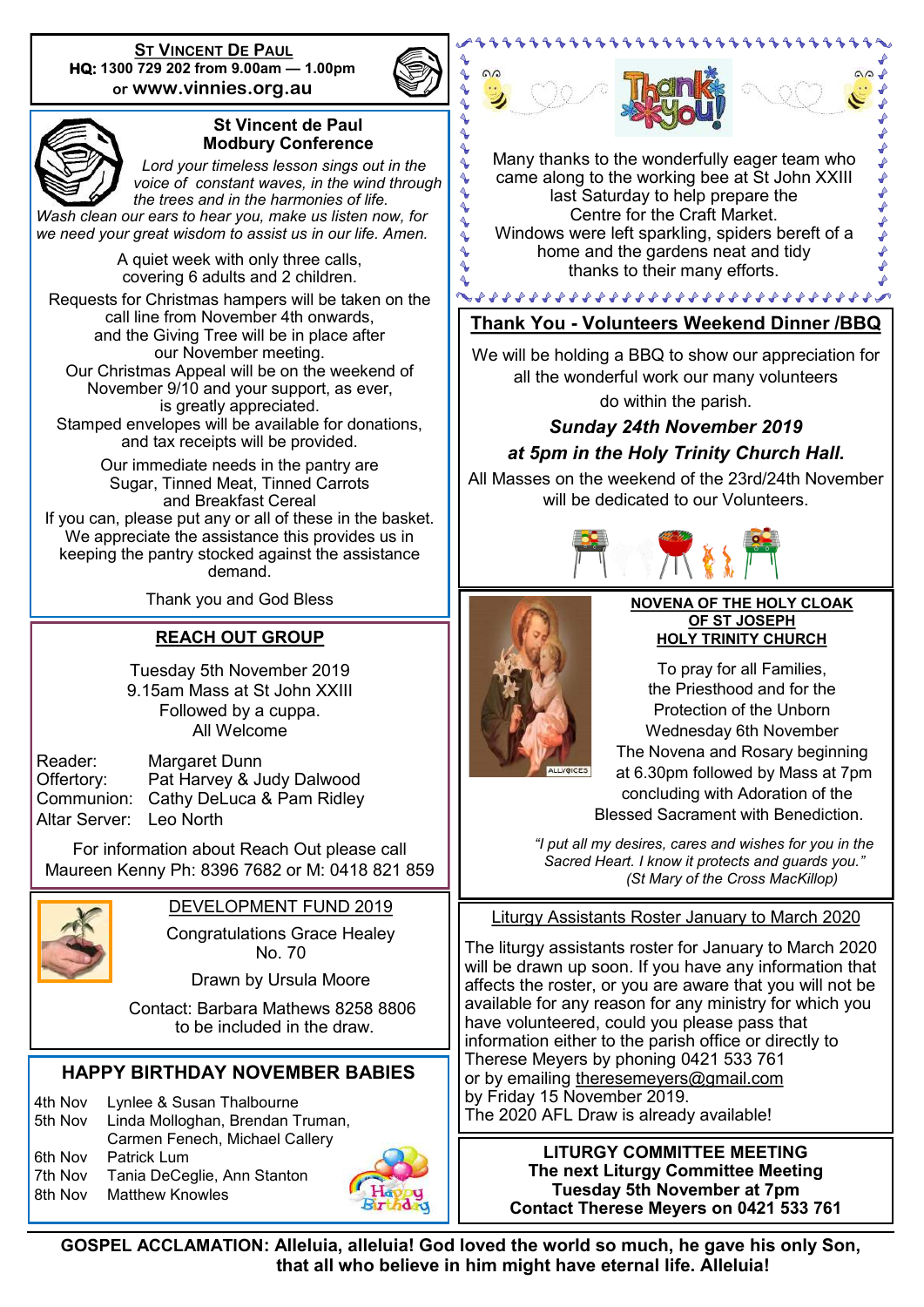## ST VINCENT DE PAUL

**HQ: 1300 729 202 from 9.00am — 1.00pm**
or **www.vinnies.org.au**

### St Vincent de Paul Modbury Conference

*Lord your timeless lesson sings out in the voice of constant waves, in the wind through the trees and in the harmonies of life. Wash clean our ears to hear you, make us listen now, for we need your great wisdom to assist us in our life. Amen.*

A quiet week with only three calls, covering 6 adults and 2 children.

Requests for Christmas hampers will be taken on the call line from November 4th onwards, and the Giving Tree will be in place after our November meeting.
Our Christmas Appeal will be on the weekend of November 9/10 and your support, as ever, is greatly appreciated.
Stamped envelopes will be available for donations, and tax receipts will be provided.

Our immediate needs in the pantry are Sugar, Tinned Meat, Tinned Carrots and Breakfast Cereal
If you can, please put any or all of these in the basket.
We appreciate the assistance this provides us in keeping the pantry stocked against the assistance demand.

Thank you and God Bless

## REACH OUT GROUP

Tuesday 5th November 2019
9.15am Mass at St John XXIII
Followed by a cuppa.
All Welcome

Reader: Margaret Dunn
Offertory: Pat Harvey & Judy Dalwood
Communion: Cathy DeLuca & Pam Ridley
Altar Server: Leo North

For information about Reach Out please call Maureen Kenny Ph: 8396 7682 or M: 0418 821 859

## DEVELOPMENT FUND 2019

Congratulations Grace Healey
No. 70

Drawn by Ursula Moore

Contact: Barbara Mathews 8258 8806 to be included in the draw.

## HAPPY BIRTHDAY NOVEMBER BABIES

| | |
|---|---|
| 4th Nov | Lynlee & Susan Thalbourne |
| 5th Nov | Linda Mollogan, Brendan Truman, Carmen Fenech, Michael Callery |
| 6th Nov | Patrick Lum |
| 7th Nov | Tania DeCeglie, Ann Stanton |
| 8th Nov | Matthew Knowles |

## Thank You!

Many thanks to the wonderfully eager team who came along to the working bee at St John XXIII last Saturday to help prepare the Centre for the Craft Market.
Windows were left sparkling, spiders bereft of a home and the gardens neat and tidy thanks to their many efforts.

## Thank You - Volunteers Weekend Dinner /BBQ

We will be holding a BBQ to show our appreciation for all the wonderful work our many volunteers do within the parish.

***Sunday 24th November 2019***

***at 5pm in the Holy Trinity Church Hall.***

All Masses on the weekend of the 23rd/24th November will be dedicated to our Volunteers.

## NOVENA OF THE HOLY CLOAK OF ST JOSEPH HOLY TRINITY CHURCH

To pray for all Families, the Priesthood and for the Protection of the Unborn
Wednesday 6th November
The Novena and Rosary beginning at 6.30pm followed by Mass at 7pm concluding with Adoration of the Blessed Sacrament with Benediction.

*"I put all my desires, cares and wishes for you in the Sacred Heart. I know it protects and guards you." (St Mary of the Cross MacKillop)*

## Liturgy Assistants Roster January to March 2020

The liturgy assistants roster for January to March 2020 will be drawn up soon. If you have any information that affects the roster, or you are aware that you will not be available for any reason for any ministry for which you have volunteered, could you please pass that information either to the parish office or directly to Therese Meyers by phoning 0421 533 761
or by emailing theresemeyers@gmail.com
by Friday 15 November 2019.
The 2020 AFL Draw is already available!

## LITURGY COMMITTEE MEETING

**The next Liturgy Committee Meeting**
**Tuesday 5th November at 7pm**
**Contact Therese Meyers on 0421 533 761**

**GOSPEL ACCLAMATION: Alleluia, alleluia! God loved the world so much, he gave his only Son, that all who believe in him might have eternal life. Alleluia!**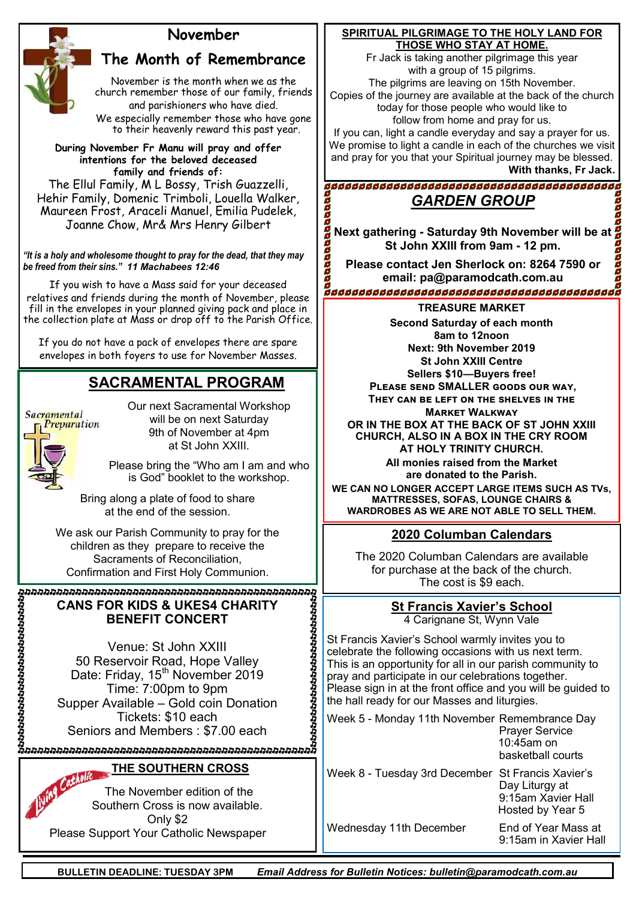# November

## The Month of Remembrance

November is the month when we as the church remember those of our family, friends and parishioners who have died.
We especially remember those who have gone to their heavenly reward this past year.

**During November Fr Manu will pray and offer intentions for the beloved deceased family and friends of:**
The Ellul Family, M L Bossy, Trish Guazzelli, Hehir Family, Domenic Trimboli, Louella Walker, Maureen Frost, Araceli Manuel, Emilia Pudelek, Joanne Chow, Mr& Mrs Henry Gilbert

***"It is a holy and wholesome thought to pray for the dead, that they may be freed from their sins." 11 Machabees 12:46***

If you wish to have a Mass said for your deceased relatives and friends during the month of November, please fill in the envelopes in your planned giving pack and place in the collection plate at Mass or drop off to the Parish Office.

If you do not have a pack of envelopes there are spare envelopes in both foyers to use for November Masses.

## SACRAMENTAL PROGRAM

Sacramental Preparation

Our next Sacramental Workshop will be on next Saturday 9th of November at 4pm at St John XXIII.

Please bring the "Who am I am and who is God" booklet to the workshop.

Bring along a plate of food to share at the end of the session.

We ask our Parish Community to pray for the children as they prepare to receive the Sacraments of Reconciliation, Confirmation and First Holy Communion.

## CANS FOR KIDS & UKES4 CHARITY BENEFIT CONCERT

Venue: St John XXIII
50 Reservoir Road, Hope Valley
Date: Friday, 15th November 2019
Time: 7:00pm to 9pm
Supper Available – Gold coin Donation
Tickets: $10 each
Seniors and Members : $7.00 each

## THE SOUTHERN CROSS

Living Catholic

The November edition of the Southern Cross is now available.
Only $2
Please Support Your Catholic Newspaper

## SPIRITUAL PILGRIMAGE TO THE HOLY LAND FOR THOSE WHO STAY AT HOME.

Fr Jack is taking another pilgrimage this year with a group of 15 pilgrims.
The pilgrims are leaving on 15th November.
Copies of the journey are available at the back of the church today for those people who would like to follow from home and pray for us.
If you can, light a candle everyday and say a prayer for us.
We promise to light a candle in each of the churches we visit and pray for you that your Spiritual journey may be blessed.
**With thanks, Fr Jack.**

## *GARDEN GROUP*

**Next gathering - Saturday 9th November will be at St John XXIII from 9am - 12 pm.**

**Please contact Jen Sherlock on: 8264 7590 or email: pa@paramodcath.com.au**

## TREASURE MARKET

**Second Saturday of each month**
**8am to 12noon**
**Next: 9th November 2019**
**St John XXIII Centre**
**Sellers $10—Buyers free!**

**PLEASE SEND SMALLER GOODS OUR WAY, THEY CAN BE LEFT ON THE SHELVES IN THE MARKET WALKWAY OR IN THE BOX AT THE BACK OF ST JOHN XXIII CHURCH, ALSO IN A BOX IN THE CRY ROOM AT HOLY TRINITY CHURCH.**

**All monies raised from the Market are donated to the Parish.**

**WE CAN NO LONGER ACCEPT LARGE ITEMS SUCH AS TVs, MATTRESSES, SOFAS, LOUNGE CHAIRS & WARDROBES AS WE ARE NOT ABLE TO SELL THEM.**

## 2020 Columban Calendars

The 2020 Columban Calendars are available for purchase at the back of the church.
The cost is $9 each.

## St Francis Xavier's School

4 Carignane St, Wynn Vale

St Francis Xavier's School warmly invites you to celebrate the following occasions with us next term. This is an opportunity for all in our parish community to pray and participate in our celebrations together. Please sign in at the front office and you will be guided to the hall ready for our Masses and liturgies.

| | |
|---|---|
| Week 5 - Monday 11th November | Remembrance Day Prayer Service 10:45am on basketball courts |
| Week 8 - Tuesday 3rd December | St Francis Xavier's Day Liturgy at 9:15am Xavier Hall Hosted by Year 5 |
| Wednesday 11th December | End of Year Mass at 9:15am in Xavier Hall |

**BULLETIN DEADLINE: TUESDAY 3PM** ***Email Address for Bulletin Notices: bulletin@paramodcath.com.au***